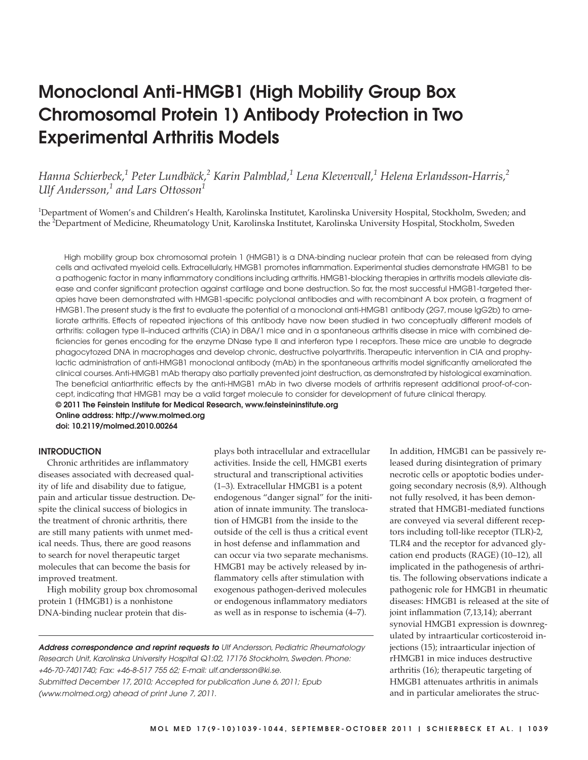# Monoclonal Anti-HMGB1 (High Mobility Group Box Chromosomal Protein 1) Antibody Protection in Two Experimental Arthritis Models

*Hanna Schierbeck,[1] Peter Lundbäck,[2] Karin Palmblad,[1] Lena Klevenvall,[1] Helena Erlandsson-Harris,[2] Ulf Andersson,[1] and Lars Ottosson[1]*

[1]Department of Women's and Children's Health, Karolinska Institutet, Karolinska University Hospital, Stockholm, Sweden; and the [2]Department of Medicine, Rheumatology Unit, Karolinska Institutet, Karolinska University Hospital, Stockholm, Sweden

High mobility group box chromosomal protein 1 (HMGB1) is a DNA-binding nuclear protein that can be released from dying cells and activated myeloid cells. Extracellularly, HMGB1 promotes inflammation. Experimental studies demonstrate HMGB1 to be a pathogenic factor in many inflammatory conditions including arthritis. HMGB1-blocking therapies in arthritis models alleviate disease and confer significant protection against cartilage and bone destruction. So far, the most successful HMGB1-targeted therapies have been demonstrated with HMGB1-specific polyclonal antibodies and with recombinant A box protein, a fragment of HMGB1. The present study is the first to evaluate the potential of a monoclonal anti-HMGB1 antibody (2G7, mouse IgG2b) to ameliorate arthritis. Effects of repeated injections of this antibody have now been studied in two conceptually different models of arthritis: collagen type II–induced arthritis (CIA) in DBA/1 mice and in a spontaneous arthritis disease in mice with combined deficiencies for genes encoding for the enzyme DNase type II and interferon type I receptors. These mice are unable to degrade phagocytozed DNA in macrophages and develop chronic, destructive polyarthritis. Therapeutic intervention in CIA and prophylactic administration of anti-HMGB1 monoclonal antibody (mAb) in the spontaneous arthritis model significantly ameliorated the clinical courses. Anti-HMGB1 mAb therapy also partially prevented joint destruction, as demonstrated by histological examination. The beneficial antiarthritic effects by the anti-HMGB1 mAb in two diverse models of arthritis represent additional proof-of-concept, indicating that HMGB1 may be a valid target molecule to consider for development of future clinical therapy.

**© 2011 The Feinstein Institute for Medical Research, www.feinsteininstitute.org**
**Online address: http://www.molmed.org**
**doi: 10.2119/molmed.2010.00264**

## INTRODUCTION

Chronic arthritides are inflammatory diseases associated with decreased quality of life and disability due to fatigue, pain and articular tissue destruction. Despite the clinical success of biologics in the treatment of chronic arthritis, there are still many patients with unmet medical needs. Thus, there are good reasons to search for novel therapeutic target molecules that can become the basis for improved treatment.

High mobility group box chromosomal protein 1 (HMGB1) is a nonhistone DNA-binding nuclear protein that displays both intracellular and extracellular activities. Inside the cell, HMGB1 exerts structural and transcriptional activities (1–3). Extracellular HMGB1 is a potent endogenous "danger signal" for the initiation of innate immunity. The translocation of HMGB1 from the inside to the outside of the cell is thus a critical event in host defense and inflammation and can occur via two separate mechanisms. HMGB1 may be actively released by inflammatory cells after stimulation with exogenous pathogen-derived molecules or endogenous inflammatory mediators as well as in response to ischemia (4–7). In addition, HMGB1 can be passively released during disintegration of primary necrotic cells or apoptotic bodies undergoing secondary necrosis (8,9). Although not fully resolved, it has been demonstrated that HMGB1-mediated functions are conveyed via several different receptors including toll-like receptor (TLR)-2, TLR4 and the receptor for advanced glycation end products (RAGE) (10–12), all implicated in the pathogenesis of arthritis. The following observations indicate a pathogenic role for HMGB1 in rheumatic diseases: HMGB1 is released at the site of joint inflammation (7,13,14); aberrant synovial HMGB1 expression is downregulated by intraarticular corticosteroid injections (15); intraarticular injection of rHMGB1 in mice induces destructive arthritis (16); therapeutic targeting of HMGB1 attenuates arthritis in animals and in particular ameliorates the struc-

***Address correspondence and reprint requests to** Ulf Andersson, Pediatric Rheumatology Research Unit, Karolinska University Hospital Q1:02, 17176 Stockholm, Sweden. Phone: +46-70-7401740; Fax: +46-8-517 755 62; E-mail: ulf.andersson@ki.se.*
*Submitted December 17, 2010; Accepted for publication June 6, 2011; Epub (www.molmed.org) ahead of print June 7, 2011.*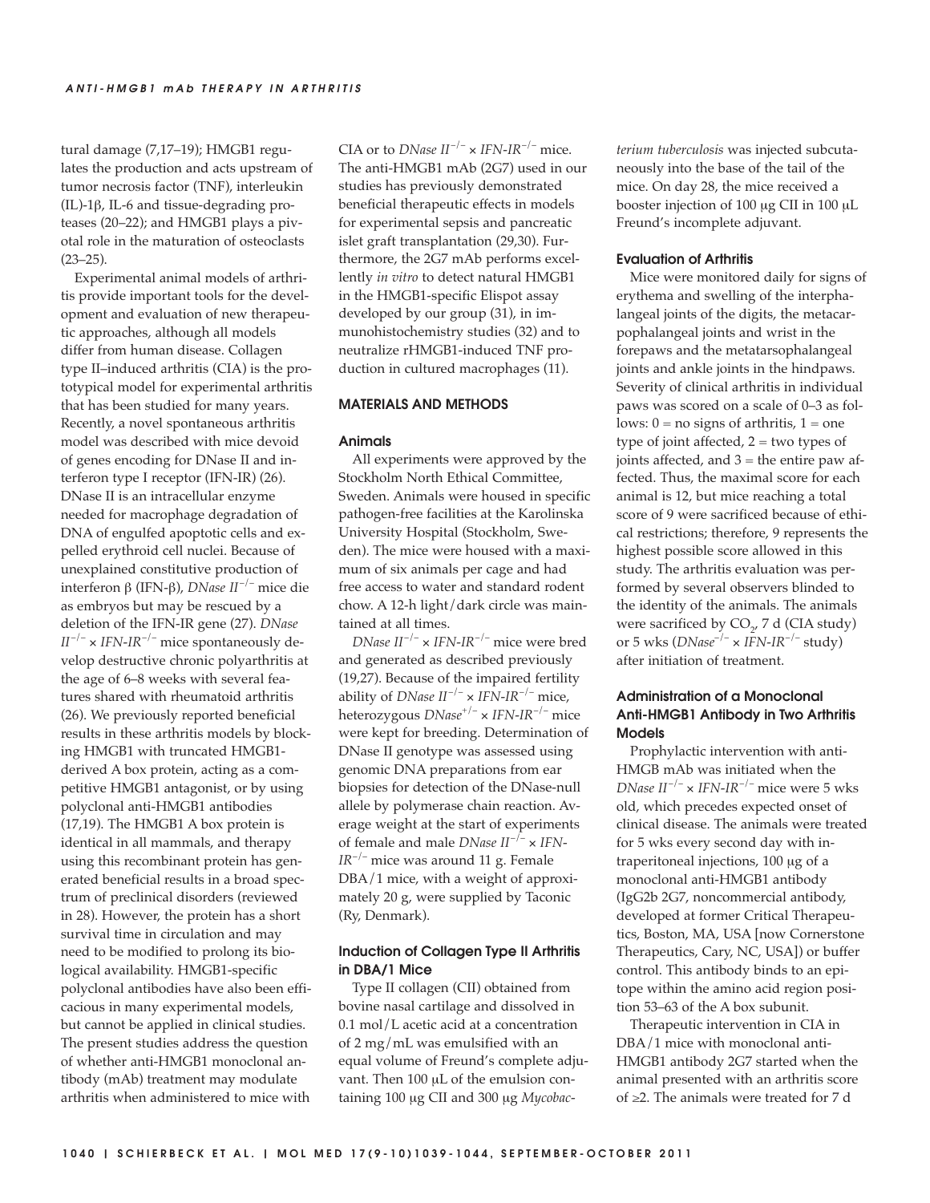tural damage (7,17–19); HMGB1 regulates the production and acts upstream of tumor necrosis factor (TNF), interleukin (IL)-1β, IL-6 and tissue-degrading proteases (20–22); and HMGB1 plays a pivotal role in the maturation of osteoclasts (23–25).

Experimental animal models of arthritis provide important tools for the development and evaluation of new therapeutic approaches, although all models differ from human disease. Collagen type II–induced arthritis (CIA) is the prototypical model for experimental arthritis that has been studied for many years. Recently, a novel spontaneous arthritis model was described with mice devoid of genes encoding for DNase II and interferon type I receptor (IFN-IR) (26). DNase II is an intracellular enzyme needed for macrophage degradation of DNA of engulfed apoptotic cells and expelled erythroid cell nuclei. Because of unexplained constitutive production of interferon β (IFN-β), *DNase II*$^{-/-}$ mice die as embryos but may be rescued by a deletion of the IFN-IR gene (27). *DNase II*$^{-/-}$ × *IFN-IR*$^{-/-}$ mice spontaneously develop destructive chronic polyarthritis at the age of 6–8 weeks with several features shared with rheumatoid arthritis (26). We previously reported beneficial results in these arthritis models by blocking HMGB1 with truncated HMGB1-derived A box protein, acting as a competitive HMGB1 antagonist, or by using polyclonal anti-HMGB1 antibodies (17,19). The HMGB1 A box protein is identical in all mammals, and therapy using this recombinant protein has generated beneficial results in a broad spectrum of preclinical disorders (reviewed in 28). However, the protein has a short survival time in circulation and may need to be modified to prolong its biological availability. HMGB1-specific polyclonal antibodies have also been efficacious in many experimental models, but cannot be applied in clinical studies. The present studies address the question of whether anti-HMGB1 monoclonal antibody (mAb) treatment may modulate arthritis when administered to mice with CIA or to *DNase II*$^{-/-}$ × *IFN-IR*$^{-/-}$ mice. The anti-HMGB1 mAb (2G7) used in our studies has previously demonstrated beneficial therapeutic effects in models for experimental sepsis and pancreatic islet graft transplantation (29,30). Furthermore, the 2G7 mAb performs excellently *in vitro* to detect natural HMGB1 in the HMGB1-specific Elispot assay developed by our group (31), in immunohistochemistry studies (32) and to neutralize rHMGB1-induced TNF production in cultured macrophages (11).

## MATERIALS AND METHODS

### Animals

All experiments were approved by the Stockholm North Ethical Committee, Sweden. Animals were housed in specific pathogen-free facilities at the Karolinska University Hospital (Stockholm, Sweden). The mice were housed with a maximum of six animals per cage and had free access to water and standard rodent chow. A 12-h light/dark circle was maintained at all times.

*DNase II*$^{-/-}$ × *IFN-IR*$^{-/-}$ mice were bred and generated as described previously (19,27). Because of the impaired fertility ability of *DNase II*$^{-/-}$ × *IFN-IR*$^{-/-}$ mice, heterozygous *DNase*$^{+/-}$ × *IFN-IR*$^{-/-}$ mice were kept for breeding. Determination of DNase II genotype was assessed using genomic DNA preparations from ear biopsies for detection of the DNase-null allele by polymerase chain reaction. Average weight at the start of experiments of female and male *DNase II*$^{-/-}$ × *IFN-IR*$^{-/-}$ mice was around 11 g. Female DBA/1 mice, with a weight of approximately 20 g, were supplied by Taconic (Ry, Denmark).

### Induction of Collagen Type II Arthritis in DBA/1 Mice

Type II collagen (CII) obtained from bovine nasal cartilage and dissolved in 0.1 mol/L acetic acid at a concentration of 2 mg/mL was emulsified with an equal volume of Freund's complete adjuvant. Then 100 μL of the emulsion containing 100 μg CII and 300 μg *Mycobacterium tuberculosis* was injected subcutaneously into the base of the tail of the mice. On day 28, the mice received a booster injection of 100 μg CII in 100 μL Freund's incomplete adjuvant.

### Evaluation of Arthritis

Mice were monitored daily for signs of erythema and swelling of the interphalangeal joints of the digits, the metacarpophalangeal joints and wrist in the forepaws and the metatarsophalangeal joints and ankle joints in the hindpaws. Severity of clinical arthritis in individual paws was scored on a scale of 0–3 as follows: 0 = no signs of arthritis, 1 = one type of joint affected, 2 = two types of joints affected, and 3 = the entire paw affected. Thus, the maximal score for each animal is 12, but mice reaching a total score of 9 were sacrificed because of ethical restrictions; therefore, 9 represents the highest possible score allowed in this study. The arthritis evaluation was performed by several observers blinded to the identity of the animals. The animals were sacrificed by $CO_2$, 7 d (CIA study) or 5 wks (*DNase*$^{-/-}$ × *IFN-IR*$^{-/-}$ study) after initiation of treatment.

### Administration of a Monoclonal Anti-HMGB1 Antibody in Two Arthritis Models

Prophylactic intervention with anti-HMGB mAb was initiated when the *DNase II*$^{-/-}$ × *IFN-IR*$^{-/-}$ mice were 5 wks old, which precedes expected onset of clinical disease. The animals were treated for 5 wks every second day with intraperitoneal injections, 100 μg of a monoclonal anti-HMGB1 antibody (IgG2b 2G7, noncommercial antibody, developed at former Critical Therapeutics, Boston, MA, USA [now Cornerstone Therapeutics, Cary, NC, USA]) or buffer control. This antibody binds to an epitope within the amino acid region position 53–63 of the A box subunit.

Therapeutic intervention in CIA in DBA/1 mice with monoclonal anti-HMGB1 antibody 2G7 started when the animal presented with an arthritis score of ≥2. The animals were treated for 7 d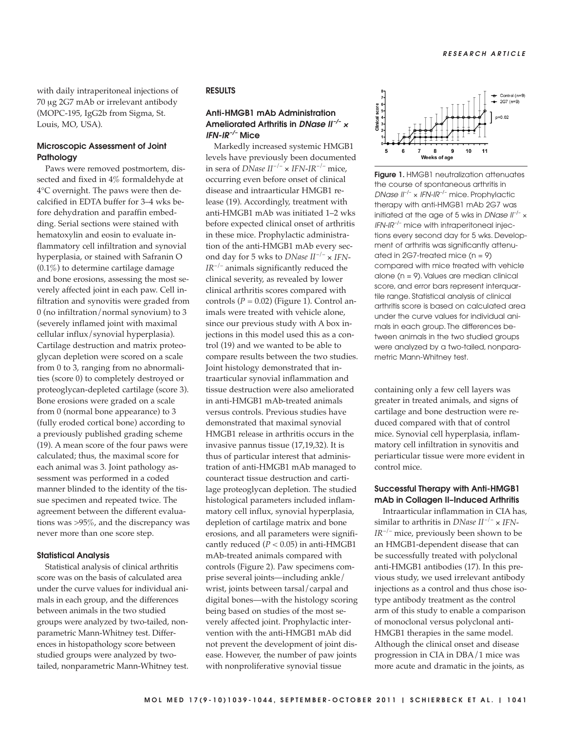with daily intraperitoneal injections of 70 μg 2G7 mAb or irrelevant antibody (MOPC-195, IgG2b from Sigma, St. Louis, MO, USA).

### Microscopic Assessment of Joint Pathology

Paws were removed postmortem, dissected and fixed in 4% formaldehyde at 4°C overnight. The paws were then decalcified in EDTA buffer for 3–4 wks before dehydration and paraffin embedding. Serial sections were stained with hematoxylin and eosin to evaluate inflammatory cell infiltration and synovial hyperplasia, or stained with Safranin O (0.1%) to determine cartilage damage and bone erosions, assessing the most severely affected joint in each paw. Cell infiltration and synovitis were graded from 0 (no infiltration/normal synovium) to 3 (severely inflamed joint with maximal cellular influx/synovial hyperplasia). Cartilage destruction and matrix proteoglycan depletion were scored on a scale from 0 to 3, ranging from no abnormalities (score 0) to completely destroyed or proteoglycan-depleted cartilage (score 3). Bone erosions were graded on a scale from 0 (normal bone appearance) to 3 (fully eroded cortical bone) according to a previously published grading scheme (19). A mean score of the four paws were calculated; thus, the maximal score for each animal was 3. Joint pathology assessment was performed in a coded manner blinded to the identity of the tissue specimen and repeated twice. The agreement between the different evaluations was >95%, and the discrepancy was never more than one score step.

### Statistical Analysis

Statistical analysis of clinical arthritis score was on the basis of calculated area under the curve values for individual animals in each group, and the differences between animals in the two studied groups were analyzed by two-tailed, nonparametric Mann-Whitney test. Differences in histopathology score between studied groups were analyzed by two-tailed, nonparametric Mann-Whitney test.

## RESULTS

### Anti-HMGB1 mAb Administration Ameliorated Arthritis in *DNase II*$^{-/-}$ × *IFN-IR*$^{-/-}$ Mice

Markedly increased systemic HMGB1 levels have previously been documented in sera of *DNase II*$^{-/-}$ × *IFN-IR*$^{-/-}$ mice, occurring even before onset of clinical disease and intraarticular HMGB1 release (19). Accordingly, treatment with anti-HMGB1 mAb was initiated 1–2 wks before expected clinical onset of arthritis in these mice. Prophylactic administration of the anti-HMGB1 mAb every second day for 5 wks to *DNase II*$^{-/-}$ × *IFN-IR*$^{-/-}$ animals significantly reduced the clinical severity, as revealed by lower clinical arthritis scores compared with controls ($P = 0.02$) (Figure 1). Control animals were treated with vehicle alone, since our previous study with A box injections in this model used this as a control (19) and we wanted to be able to compare results between the two studies. Joint histology demonstrated that intraarticular synovial inflammation and tissue destruction were also ameliorated in anti-HMGB1 mAb-treated animals versus controls. Previous studies have demonstrated that maximal synovial HMGB1 release in arthritis occurs in the invasive pannus tissue (17,19,32). It is thus of particular interest that administration of anti-HMGB1 mAb managed to counteract tissue destruction and cartilage proteoglycan depletion. The studied histological parameters included inflammatory cell influx, synovial hyperplasia, depletion of cartilage matrix and bone erosions, and all parameters were significantly reduced ($P < 0.05$) in anti-HMGB1 mAb-treated animals compared with controls (Figure 2). Paw specimens comprise several joints—including ankle/wrist, joints between tarsal/carpal and digital bones—with the histology scoring being based on studies of the most severely affected joint. Prophylactic intervention with the anti-HMGB1 mAb did not prevent the development of joint disease. However, the number of paw joints with nonproliferative synovial tissue containing only a few cell layers was greater in treated animals, and signs of cartilage and bone destruction were reduced compared with that of control mice. Synovial cell hyperplasia, inflammatory cell infiltration in synovitis and periarticular tissue were more evident in control mice.

**Figure 1.** HMGB1 neutralization attenuates the course of spontaneous arthritis in *DNase II*$^{-/-}$ × *IFN-IR*$^{-/-}$ mice. Prophylactic therapy with anti-HMGB1 mAb 2G7 was initiated at the age of 5 wks in *DNase II*$^{-/-}$ × *IFN-IR*$^{-/-}$ mice with intraperitoneal injections every second day for 5 wks. Development of arthritis was significantly attenuated in 2G7-treated mice (n = 9) compared with mice treated with vehicle alone (n = 9). Values are median clinical score, and error bars represent interquartile range. Statistical analysis of clinical arthritis score is based on calculated area under the curve values for individual animals in each group. The differences between animals in the two studied groups were analyzed by a two-tailed, nonparametric Mann-Whitney test.

### Successful Therapy with Anti-HMGB1 mAb in Collagen II–Induced Arthritis

Intraarticular inflammation in CIA has, similar to arthritis in *DNase II*$^{-/-}$ × *IFN-IR*$^{-/-}$ mice, previously been shown to be an HMGB1-dependent disease that can be successfully treated with polyclonal anti-HMGB1 antibodies (17). In this previous study, we used irrelevant antibody injections as a control and thus chose isotype antibody treatment as the control arm of this study to enable a comparison of monoclonal versus polyclonal anti-HMGB1 therapies in the same model. Although the clinical onset and disease progression in CIA in DBA/1 mice was more acute and dramatic in the joints, as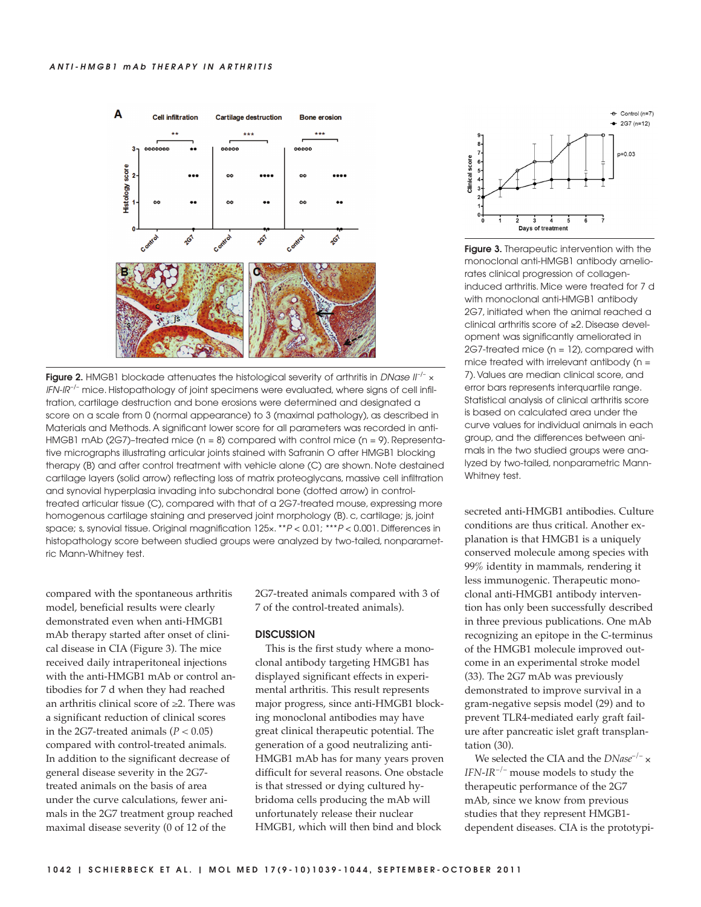**Figure 2.** HMGB1 blockade attenuates the histological severity of arthritis in *DNase II*$^{-/-}$ × *IFN-IR*$^{-/-}$ mice. Histopathology of joint specimens were evaluated, where signs of cell infiltration, cartilage destruction and bone erosions were determined and designated a score on a scale from 0 (normal appearance) to 3 (maximal pathology), as described in Materials and Methods. A significant lower score for all parameters was recorded in anti-HMGB1 mAb (2G7)–treated mice (n = 8) compared with control mice (n = 9). Representative micrographs illustrating articular joints stained with Safranin O after HMGB1 blocking therapy (B) and after control treatment with vehicle alone (C) are shown. Note destained cartilage layers (solid arrow) reflecting loss of matrix proteoglycans, massive cell infiltration and synovial hyperplasia invading into subchondral bone (dotted arrow) in control-treated articular tissue (C), compared with that of a 2G7-treated mouse, expressing more homogenous cartilage staining and preserved joint morphology (B). c, cartilage; js, joint space; s, synovial tissue. Original magnification 125×. $^{**}P < 0.01$; $^{***}P < 0.001$. Differences in histopathology score between studied groups were analyzed by two-tailed, nonparametric Mann-Whitney test.

**Figure 3.** Therapeutic intervention with the monoclonal anti-HMGB1 antibody ameliorates clinical progression of collagen-induced arthritis. Mice were treated for 7 d with monoclonal anti-HMGB1 antibody 2G7, initiated when the animal reached a clinical arthritis score of ≥2. Disease development was significantly ameliorated in 2G7-treated mice (n = 12), compared with mice treated with irrelevant antibody (n = 7). Values are median clinical score, and error bars represents interquartile range. Statistical analysis of clinical arthritis score is based on calculated area under the curve values for individual animals in each group, and the differences between animals in the two studied groups were analyzed by two-tailed, nonparametric Mann-Whitney test.

compared with the spontaneous arthritis model, beneficial results were clearly demonstrated even when anti-HMGB1 mAb therapy started after onset of clinical disease in CIA (Figure 3). The mice received daily intraperitoneal injections with the anti-HMGB1 mAb or control antibodies for 7 d when they had reached an arthritis clinical score of ≥2. There was a significant reduction of clinical scores in the 2G7-treated animals ($P < 0.05$) compared with control-treated animals. In addition to the significant decrease of general disease severity in the 2G7-treated animals on the basis of area under the curve calculations, fewer animals in the 2G7 treatment group reached maximal disease severity (0 of 12 of the 2G7-treated animals compared with 3 of 7 of the control-treated animals).

## DISCUSSION

This is the first study where a monoclonal antibody targeting HMGB1 has displayed significant effects in experimental arthritis. This result represents major progress, since anti-HMGB1 blocking monoclonal antibodies may have great clinical therapeutic potential. The generation of a good neutralizing anti-HMGB1 mAb has for many years proven difficult for several reasons. One obstacle is that stressed or dying cultured hybridoma cells producing the mAb will unfortunately release their nuclear HMGB1, which will then bind and block secreted anti-HMGB1 antibodies. Culture conditions are thus critical. Another explanation is that HMGB1 is a uniquely conserved molecule among species with 99% identity in mammals, rendering it less immunogenic. Therapeutic monoclonal anti-HMGB1 antibody intervention has only been successfully described in three previous publications. One mAb recognizing an epitope in the C-terminus of the HMGB1 molecule improved outcome in an experimental stroke model (33). The 2G7 mAb was previously demonstrated to improve survival in a gram-negative sepsis model (29) and to prevent TLR4-mediated early graft failure after pancreatic islet graft transplantation (30).

We selected the CIA and the *DNase*$^{-/-}$ × *IFN-IR*$^{-/-}$ mouse models to study the therapeutic performance of the 2G7 mAb, since we know from previous studies that they represent HMGB1-dependent diseases. CIA is the prototypi-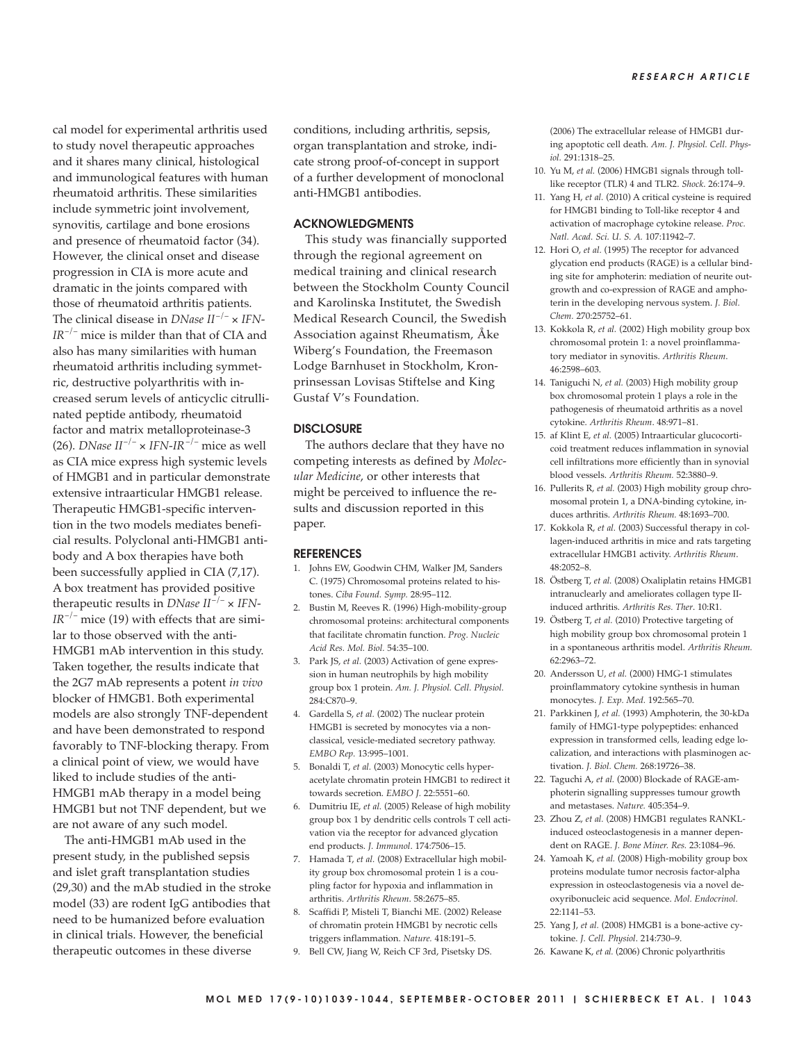cal model for experimental arthritis used to study novel therapeutic approaches and it shares many clinical, histological and immunological features with human rheumatoid arthritis. These similarities include symmetric joint involvement, synovitis, cartilage and bone erosions and presence of rheumatoid factor (34). However, the clinical onset and disease progression in CIA is more acute and dramatic in the joints compared with those of rheumatoid arthritis patients. The clinical disease in *DNase II*$^{-/-}$ × *IFN-IR*$^{-/-}$ mice is milder than that of CIA and also has many similarities with human rheumatoid arthritis including symmetric, destructive polyarthritis with increased serum levels of anticyclic citrullinated peptide antibody, rheumatoid factor and matrix metalloproteinase-3 (26). *DNase II*$^{-/-}$ × *IFN-IR*$^{-/-}$ mice as well as CIA mice express high systemic levels of HMGB1 and in particular demonstrate extensive intraarticular HMGB1 release. Therapeutic HMGB1-specific intervention in the two models mediates beneficial results. Polyclonal anti-HMGB1 antibody and A box therapies have both been successfully applied in CIA (7,17). A box treatment has provided positive therapeutic results in *DNase II*$^{-/-}$ × *IFN-IR*$^{-/-}$ mice (19) with effects that are similar to those observed with the anti-HMGB1 mAb intervention in this study. Taken together, the results indicate that the 2G7 mAb represents a potent *in vivo* blocker of HMGB1. Both experimental models are also strongly TNF-dependent and have been demonstrated to respond favorably to TNF-blocking therapy. From a clinical point of view, we would have liked to include studies of the anti-HMGB1 mAb therapy in a model being HMGB1 but not TNF dependent, but we are not aware of any such model.

The anti-HMGB1 mAb used in the present study, in the published sepsis and islet graft transplantation studies (29,30) and the mAb studied in the stroke model (33) are rodent IgG antibodies that need to be humanized before evaluation in clinical trials. However, the beneficial therapeutic outcomes in these diverse conditions, including arthritis, sepsis, organ transplantation and stroke, indicate strong proof-of-concept in support of a further development of monoclonal anti-HMGB1 antibodies.

## ACKNOWLEDGMENTS

This study was financially supported through the regional agreement on medical training and clinical research between the Stockholm County Council and Karolinska Institutet, the Swedish Medical Research Council, the Swedish Association against Rheumatism, Åke Wiberg's Foundation, the Freemason Lodge Barnhuset in Stockholm, Kronprinsessan Lovisas Stiftelse and King Gustaf V's Foundation.

## DISCLOSURE

The authors declare that they have no competing interests as defined by *Molecular Medicine*, or other interests that might be perceived to influence the results and discussion reported in this paper.

## REFERENCES

1. Johns EW, Goodwin CHM, Walker JM, Sanders C. (1975) Chromosomal proteins related to histones. *Ciba Found. Symp.* 28:95–112.
2. Bustin M, Reeves R. (1996) High-mobility-group chromosomal proteins: architectural components that facilitate chromatin function. *Prog. Nucleic Acid Res. Mol. Biol.* 54:35–100.
3. Park JS, *et al.* (2003) Activation of gene expression in human neutrophils by high mobility group box 1 protein. *Am. J. Physiol. Cell. Physiol.* 284:C870–9.
4. Gardella S, *et al.* (2002) The nuclear protein HMGB1 is secreted by monocytes via a non-classical, vesicle-mediated secretory pathway. *EMBO Rep.* 13:995–1001.
5. Bonaldi T, *et al.* (2003) Monocytic cells hyperacetylate chromatin protein HMGB1 to redirect it towards secretion. *EMBO J.* 22:5551–60.
6. Dumitriu IE, *et al.* (2005) Release of high mobility group box 1 by dendritic cells controls T cell activation via the receptor for advanced glycation end products. *J. Immunol.* 174:7506–15.
7. Hamada T, *et al.* (2008) Extracellular high mobility group box chromosomal protein 1 is a coupling factor for hypoxia and inflammation in arthritis. *Arthritis Rheum.* 58:2675–85.
8. Scaffidi P, Misteli T, Bianchi ME. (2002) Release of chromatin protein HMGB1 by necrotic cells triggers inflammation. *Nature.* 418:191–5.
9. Bell CW, Jiang W, Reich CF 3rd, Pisetsky DS. (2006) The extracellular release of HMGB1 during apoptotic cell death. *Am. J. Physiol. Cell. Physiol.* 291:1318–25.
10. Yu M, *et al.* (2006) HMGB1 signals through toll-like receptor (TLR) 4 and TLR2. *Shock.* 26:174–9.
11. Yang H, *et al.* (2010) A critical cysteine is required for HMGB1 binding to Toll-like receptor 4 and activation of macrophage cytokine release. *Proc. Natl. Acad. Sci. U. S. A.* 107:11942–7.
12. Hori O, *et al.* (1995) The receptor for advanced glycation end products (RAGE) is a cellular binding site for amphoterin: mediation of neurite outgrowth and co-expression of RAGE and amphoterin in the developing nervous system. *J. Biol. Chem.* 270:25752–61.
13. Kokkola R, *et al.* (2002) High mobility group box chromosomal protein 1: a novel proinflammatory mediator in synovitis. *Arthritis Rheum.* 46:2598–603.
14. Taniguchi N, *et al.* (2003) High mobility group box chromosomal protein 1 plays a role in the pathogenesis of rheumatoid arthritis as a novel cytokine. *Arthritis Rheum.* 48:971–81.
15. af Klint E, *et al.* (2005) Intraarticular glucocorticoid treatment reduces inflammation in synovial cell infiltrations more efficiently than in synovial blood vessels. *Arthritis Rheum.* 52:3880–9.
16. Pullerits R, *et al.* (2003) High mobility group chromosomal protein 1, a DNA-binding cytokine, induces arthritis. *Arthritis Rheum.* 48:1693–700.
17. Kokkola R, *et al.* (2003) Successful therapy in collagen-induced arthritis in mice and rats targeting extracellular HMGB1 activity. *Arthritis Rheum.* 48:2052–8.
18. Östberg T, *et al.* (2008) Oxaliplatin retains HMGB1 intranuclearly and ameliorates collagen type II-induced arthritis. *Arthritis Res. Ther.* 10:R1.
19. Östberg T, *et al.* (2010) Protective targeting of high mobility group box chromosomal protein 1 in a spontaneous arthritis model. *Arthritis Rheum.* 62:2963–72.
20. Andersson U, *et al.* (2000) HMG-1 stimulates proinflammatory cytokine synthesis in human monocytes. *J. Exp. Med.* 192:565–70.
21. Parkkinen J, *et al.* (1993) Amphoterin, the 30-kDa family of HMG1-type polypeptides: enhanced expression in transformed cells, leading edge localization, and interactions with plasminogen activation. *J. Biol. Chem.* 268:19726–38.
22. Taguchi A, *et al.* (2000) Blockade of RAGE-amphoterin signalling suppresses tumour growth and metastases. *Nature.* 405:354–9.
23. Zhou Z, *et al.* (2008) HMGB1 regulates RANKL-induced osteoclastogenesis in a manner dependent on RAGE. *J. Bone Miner. Res.* 23:1084–96.
24. Yamoah K, *et al.* (2008) High-mobility group box proteins modulate tumor necrosis factor-alpha expression in osteoclastogenesis via a novel deoxyribonucleic acid sequence. *Mol. Endocrinol.* 22:1141–53.
25. Yang J, *et al.* (2008) HMGB1 is a bone-active cytokine. *J. Cell. Physiol.* 214:730–9.
26. Kawane K, *et al.* (2006) Chronic polyarthritis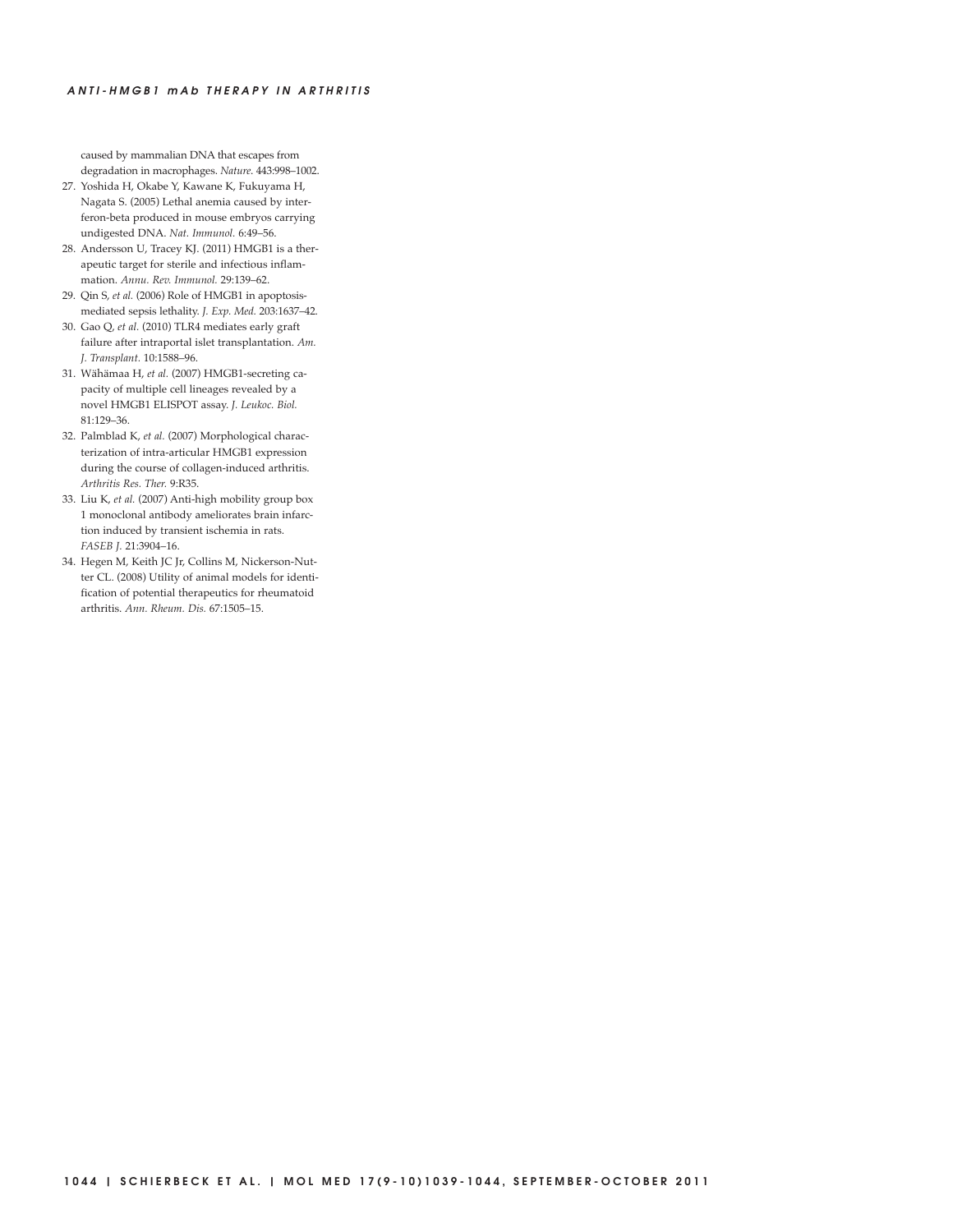caused by mammalian DNA that escapes from degradation in macrophages. *Nature.* 443:998–1002.

27. Yoshida H, Okabe Y, Kawane K, Fukuyama H, Nagata S. (2005) Lethal anemia caused by interferon-beta produced in mouse embryos carrying undigested DNA. *Nat. Immunol.* 6:49–56.
28. Andersson U, Tracey KJ. (2011) HMGB1 is a therapeutic target for sterile and infectious inflammation. *Annu. Rev. Immunol.* 29:139–62.
29. Qin S, *et al.* (2006) Role of HMGB1 in apoptosis-mediated sepsis lethality. *J. Exp. Med.* 203:1637–42.
30. Gao Q, *et al.* (2010) TLR4 mediates early graft failure after intraportal islet transplantation. *Am. J. Transplant.* 10:1588–96.
31. Wähämaa H, *et al.* (2007) HMGB1-secreting capacity of multiple cell lineages revealed by a novel HMGB1 ELISPOT assay. *J. Leukoc. Biol.* 81:129–36.
32. Palmblad K, *et al.* (2007) Morphological characterization of intra-articular HMGB1 expression during the course of collagen-induced arthritis. *Arthritis Res. Ther.* 9:R35.
33. Liu K, *et al.* (2007) Anti-high mobility group box 1 monoclonal antibody ameliorates brain infarction induced by transient ischemia in rats. *FASEB J.* 21:3904–16.
34. Hegen M, Keith JC Jr, Collins M, Nickerson-Nutter CL. (2008) Utility of animal models for identification of potential therapeutics for rheumatoid arthritis. *Ann. Rheum. Dis.* 67:1505–15.